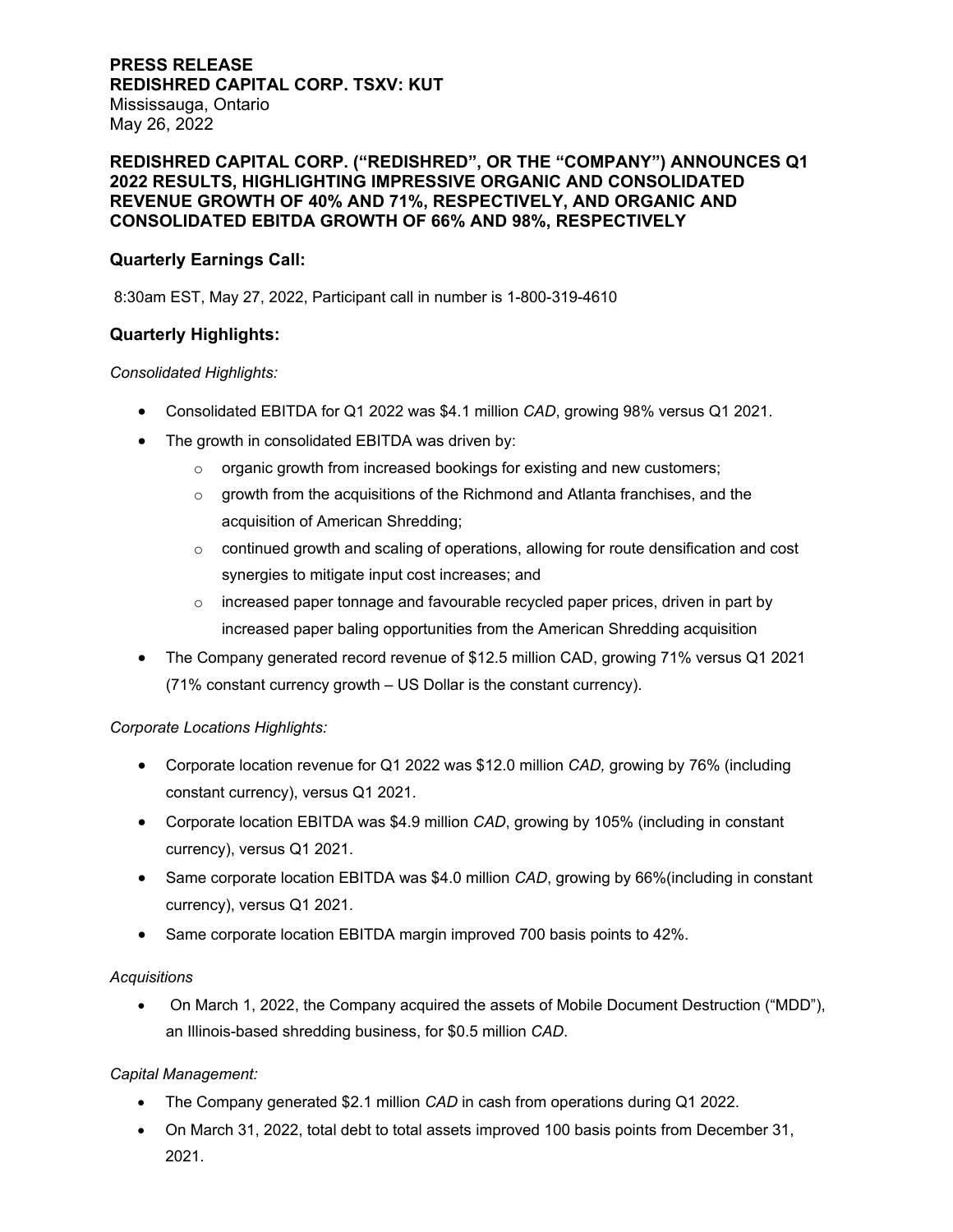**PRESS RELEASE**
**REDISHRED CAPITAL CORP. TSXV: KUT**
Mississauga, Ontario
May 26, 2022

**REDISHRED CAPITAL CORP. ("REDISHRED", OR THE "COMPANY") ANNOUNCES Q1 2022 RESULTS, HIGHLIGHTING IMPRESSIVE ORGANIC AND CONSOLIDATED REVENUE GROWTH OF 40% AND 71%, RESPECTIVELY, AND ORGANIC AND CONSOLIDATED EBITDA GROWTH OF 66% AND 98%, RESPECTIVELY**

## Quarterly Earnings Call:

8:30am EST, May 27, 2022, Participant call in number is 1-800-319-4610

## Quarterly Highlights:

*Consolidated Highlights:*

- Consolidated EBITDA for Q1 2022 was $4.1 million *CAD*, growing 98% versus Q1 2021.
- The growth in consolidated EBITDA was driven by:
  - organic growth from increased bookings for existing and new customers;
  - growth from the acquisitions of the Richmond and Atlanta franchises, and the acquisition of American Shredding;
  - continued growth and scaling of operations, allowing for route densification and cost synergies to mitigate input cost increases; and
  - increased paper tonnage and favourable recycled paper prices, driven in part by increased paper baling opportunities from the American Shredding acquisition
- The Company generated record revenue of $12.5 million CAD, growing 71% versus Q1 2021 (71% constant currency growth – US Dollar is the constant currency).

*Corporate Locations Highlights:*

- Corporate location revenue for Q1 2022 was $12.0 million *CAD,* growing by 76% (including constant currency), versus Q1 2021.
- Corporate location EBITDA was $4.9 million *CAD*, growing by 105% (including in constant currency), versus Q1 2021.
- Same corporate location EBITDA was $4.0 million *CAD*, growing by 66%(including in constant currency), versus Q1 2021.
- Same corporate location EBITDA margin improved 700 basis points to 42%.

*Acquisitions*

- On March 1, 2022, the Company acquired the assets of Mobile Document Destruction ("MDD"), an Illinois-based shredding business, for $0.5 million *CAD*.

*Capital Management:*

- The Company generated $2.1 million *CAD* in cash from operations during Q1 2022.
- On March 31, 2022, total debt to total assets improved 100 basis points from December 31, 2021.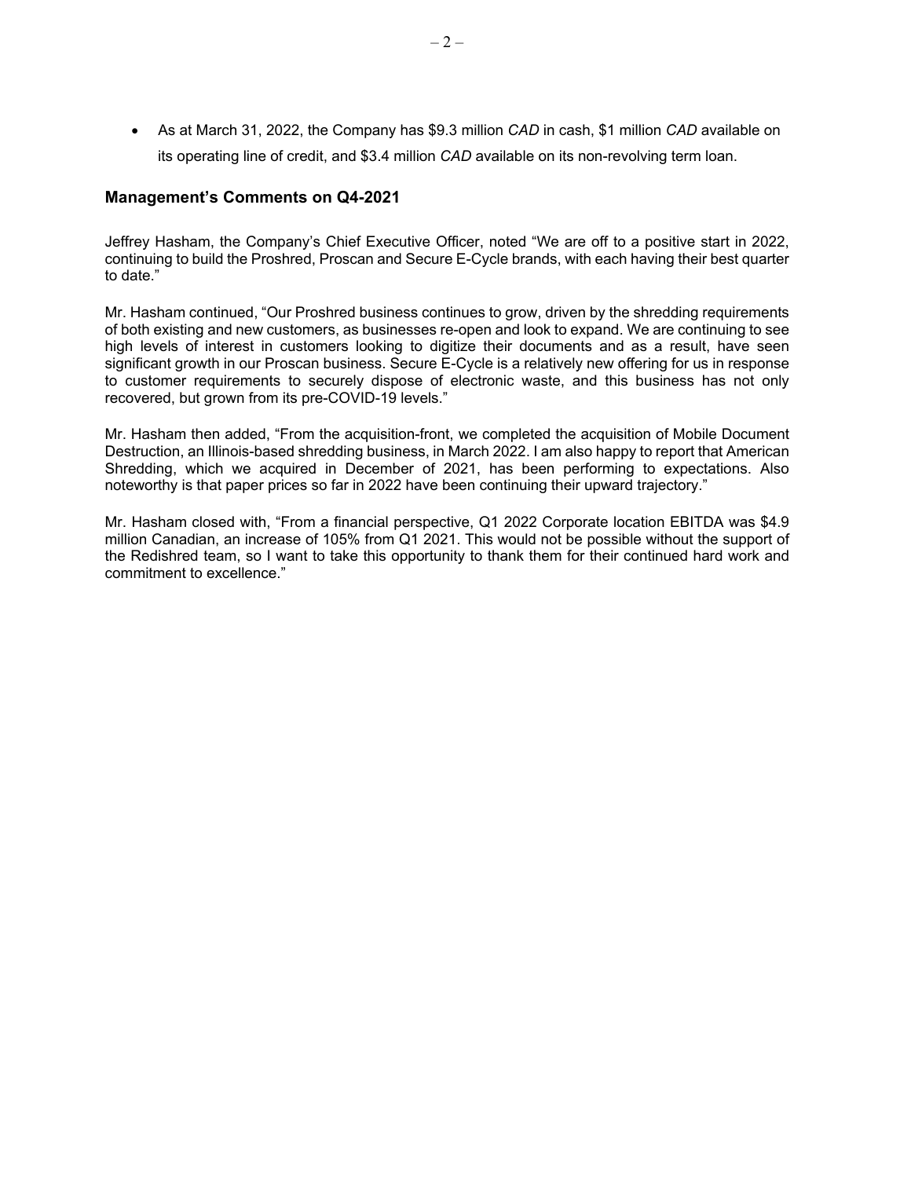- As at March 31, 2022, the Company has $9.3 million *CAD* in cash, $1 million *CAD* available on its operating line of credit, and $3.4 million *CAD* available on its non-revolving term loan.

## Management's Comments on Q4-2021

Jeffrey Hasham, the Company's Chief Executive Officer, noted "We are off to a positive start in 2022, continuing to build the Proshred, Proscan and Secure E-Cycle brands, with each having their best quarter to date."

Mr. Hasham continued, "Our Proshred business continues to grow, driven by the shredding requirements of both existing and new customers, as businesses re-open and look to expand. We are continuing to see high levels of interest in customers looking to digitize their documents and as a result, have seen significant growth in our Proscan business. Secure E-Cycle is a relatively new offering for us in response to customer requirements to securely dispose of electronic waste, and this business has not only recovered, but grown from its pre-COVID-19 levels."

Mr. Hasham then added, "From the acquisition-front, we completed the acquisition of Mobile Document Destruction, an Illinois-based shredding business, in March 2022. I am also happy to report that American Shredding, which we acquired in December of 2021, has been performing to expectations. Also noteworthy is that paper prices so far in 2022 have been continuing their upward trajectory."

Mr. Hasham closed with, "From a financial perspective, Q1 2022 Corporate location EBITDA was $4.9 million Canadian, an increase of 105% from Q1 2021. This would not be possible without the support of the Redishred team, so I want to take this opportunity to thank them for their continued hard work and commitment to excellence."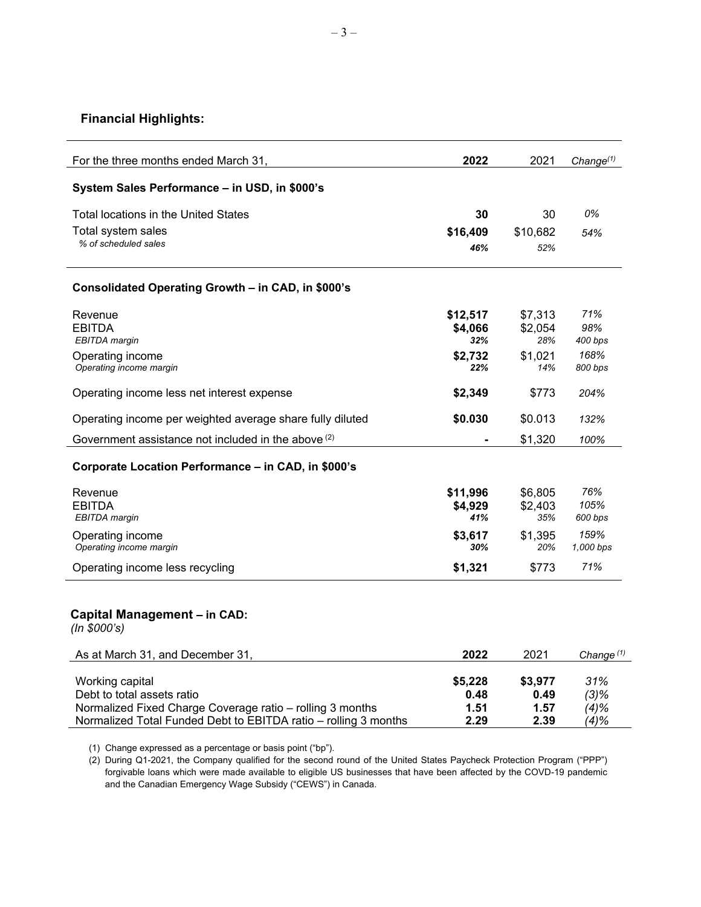## Financial Highlights:

| For the three months ended March 31, | **2022** | 2021 | *Change[(1)]* |
|---|---|---|---|
| **System Sales Performance – in USD, in $000's** | | | |
| Total locations in the United States | **30** | 30 | *0%* |
| Total system sales | **$16,409** | $10,682 | *54%* |
| *% of scheduled sales* | ***46%*** | *52%* | |
| **Consolidated Operating Growth – in CAD, in $000's** | | | |
| Revenue | **$12,517** | $7,313 | *71%* |
| EBITDA | **$4,066** | $2,054 | *98%* |
| *EBITDA margin* | ***32%*** | *28%* | *400 bps* |
| Operating income | **$2,732** | $1,021 | *168%* |
| *Operating income margin* | ***22%*** | *14%* | *800 bps* |
| Operating income less net interest expense | **$2,349** | $773 | *204%* |
| Operating income per weighted average share fully diluted | **$0.030** | $0.013 | *132%* |
| Government assistance not included in the above [(2)] | **-** | $1,320 | *100%* |
| **Corporate Location Performance – in CAD, in $000's** | | | |
| Revenue | **$11,996** | $6,805 | *76%* |
| EBITDA | **$4,929** | $2,403 | *105%* |
| *EBITDA margin* | ***41%*** | *35%* | *600 bps* |
| Operating income | **$3,617** | $1,395 | *159%* |
| *Operating income margin* | ***30%*** | *20%* | *1,000 bps* |
| Operating income less recycling | **$1,321** | $773 | *71%* |

## Capital Management – in CAD:

*(In $000's)*

| As at March 31, and December 31, | **2022** | 2021 | *Change [(1)]* |
|---|---|---|---|
| Working capital | **$5,228** | **$3,977** | *31%* |
| Debt to total assets ratio | **0.48** | **0.49** | *(3)%* |
| Normalized Fixed Charge Coverage ratio – rolling 3 months | **1.51** | **1.57** | *(4)%* |
| Normalized Total Funded Debt to EBITDA ratio – rolling 3 months | **2.29** | **2.39** | *(4)%* |

(1) Change expressed as a percentage or basis point ("bp").

(2) During Q1-2021, the Company qualified for the second round of the United States Paycheck Protection Program ("PPP") forgivable loans which were made available to eligible US businesses that have been affected by the COVID-19 pandemic and the Canadian Emergency Wage Subsidy ("CEWS") in Canada.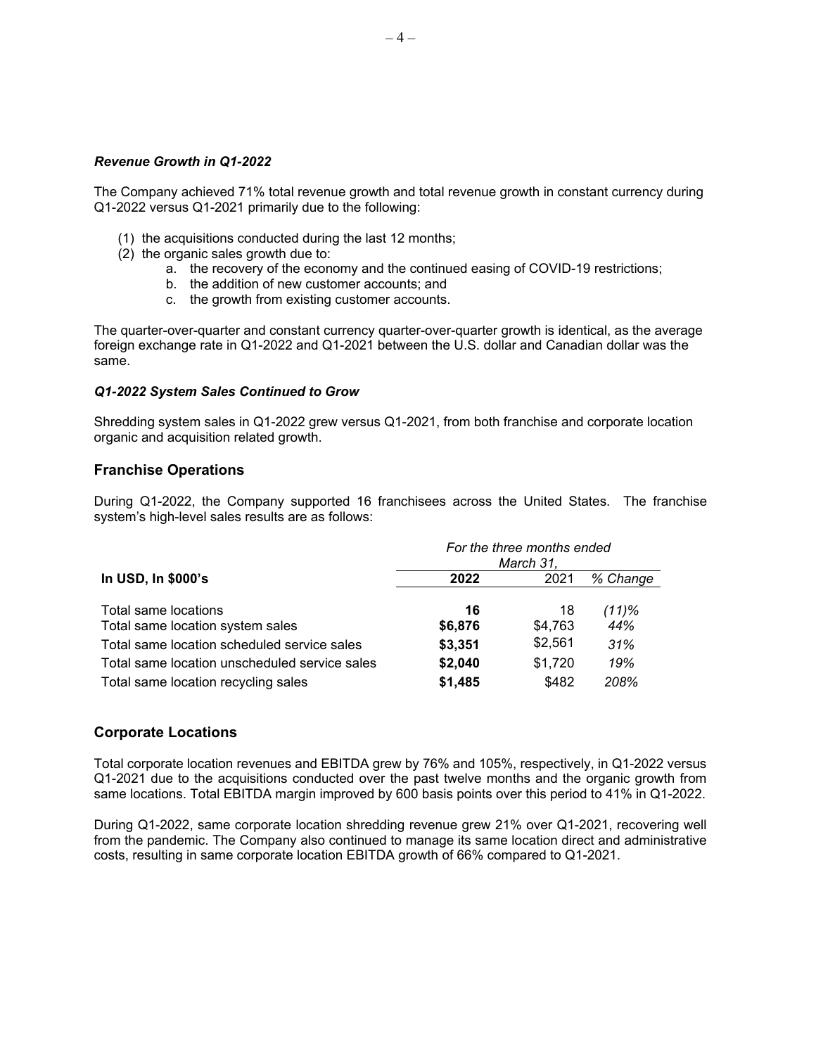***Revenue Growth in Q1-2022***

The Company achieved 71% total revenue growth and total revenue growth in constant currency during Q1-2022 versus Q1-2021 primarily due to the following:

(1) the acquisitions conducted during the last 12 months;
(2) the organic sales growth due to:
    a. the recovery of the economy and the continued easing of COVID-19 restrictions;
    b. the addition of new customer accounts; and
    c. the growth from existing customer accounts.

The quarter-over-quarter and constant currency quarter-over-quarter growth is identical, as the average foreign exchange rate in Q1-2022 and Q1-2021 between the U.S. dollar and Canadian dollar was the same.

***Q1-2022 System Sales Continued to Grow***

Shredding system sales in Q1-2022 grew versus Q1-2021, from both franchise and corporate location organic and acquisition related growth.

## Franchise Operations

During Q1-2022, the Company supported 16 franchisees across the United States. The franchise system's high-level sales results are as follows:

| | *For the three months ended March 31,* | | |
|---|---|---|---|
| **In USD, In $000's** | **2022** | 2021 | *% Change* |
| Total same locations | **16** | 18 | *(11)%* |
| Total same location system sales | **$6,876** | $4,763 | *44%* |
| Total same location scheduled service sales | **$3,351** | $2,561 | *31%* |
| Total same location unscheduled service sales | **$2,040** | $1,720 | *19%* |
| Total same location recycling sales | **$1,485** | $482 | *208%* |

## Corporate Locations

Total corporate location revenues and EBITDA grew by 76% and 105%, respectively, in Q1-2022 versus Q1-2021 due to the acquisitions conducted over the past twelve months and the organic growth from same locations. Total EBITDA margin improved by 600 basis points over this period to 41% in Q1-2022.

During Q1-2022, same corporate location shredding revenue grew 21% over Q1-2021, recovering well from the pandemic. The Company also continued to manage its same location direct and administrative costs, resulting in same corporate location EBITDA growth of 66% compared to Q1-2021.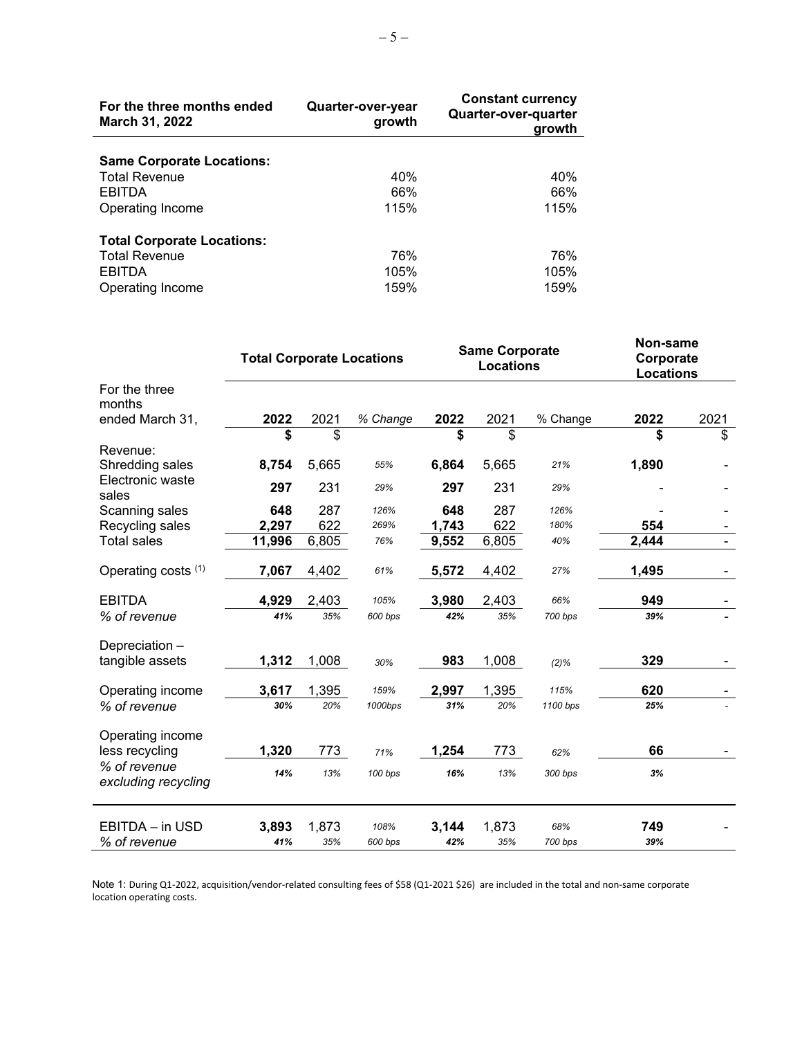| For the three months ended March 31, 2022 | Quarter-over-year growth | Constant currency Quarter-over-quarter growth |
|---|---|---|
| **Same Corporate Locations:** | | |
| Total Revenue | 40% | 40% |
| EBITDA | 66% | 66% |
| Operating Income | 115% | 115% |
| **Total Corporate Locations:** | | |
| Total Revenue | 76% | 76% |
| EBITDA | 105% | 105% |
| Operating Income | 159% | 159% |

| | **Total Corporate Locations** | | | **Same Corporate Locations** | | | **Non-same Corporate Locations** | |
|---|---|---|---|---|---|---|---|---|
| For the three months ended March 31, | **2022** | 2021 | *% Change* | **2022** | 2021 | % Change | **2022** | 2021 |
| | **$** | $ | | **$** | $ | | **$** | $ |
| Revenue: | | | | | | | | |
| Shredding sales | **8,754** | 5,665 | *55%* | **6,864** | 5,665 | *21%* | **1,890** | - |
| Electronic waste sales | **297** | 231 | *29%* | **297** | 231 | *29%* | **-** | - |
| Scanning sales | **648** | 287 | *126%* | **648** | 287 | *126%* | **-** | - |
| Recycling sales | **2,297** | 622 | *269%* | **1,743** | 622 | *180%* | **554** | - |
| Total sales | **11,996** | 6,805 | *76%* | **9,552** | 6,805 | *40%* | **2,444** | - |
| Operating costs [(1)] | **7,067** | 4,402 | *61%* | **5,572** | 4,402 | *27%* | **1,495** | - |
| EBITDA | **4,929** | 2,403 | *105%* | **3,980** | 2,403 | *66%* | **949** | - |
| *% of revenue* | ***41%*** | *35%* | *600 bps* | ***42%*** | *35%* | *700 bps* | ***39%*** | - |
| Depreciation – tangible assets | **1,312** | 1,008 | *30%* | **983** | 1,008 | *(2)%* | **329** | - |
| Operating income | **3,617** | 1,395 | *159%* | **2,997** | 1,395 | *115%* | **620** | - |
| *% of revenue* | ***30%*** | *20%* | *1000bps* | ***31%*** | *20%* | *1100 bps* | ***25%*** | - |
| Operating income less recycling | **1,320** | 773 | *71%* | **1,254** | 773 | *62%* | **66** | - |
| *% of revenue excluding recycling* | ***14%*** | *13%* | *100 bps* | ***16%*** | *13%* | *300 bps* | ***3%*** | |
| EBITDA – in USD | **3,893** | 1,873 | *108%* | **3,144** | 1,873 | *68%* | **749** | - |
| *% of revenue* | ***41%*** | *35%* | *600 bps* | ***42%*** | *35%* | *700 bps* | ***39%*** | |

Note 1: During Q1-2022, acquisition/vendor-related consulting fees of $58 (Q1-2021 $26) are included in the total and non-same corporate location operating costs.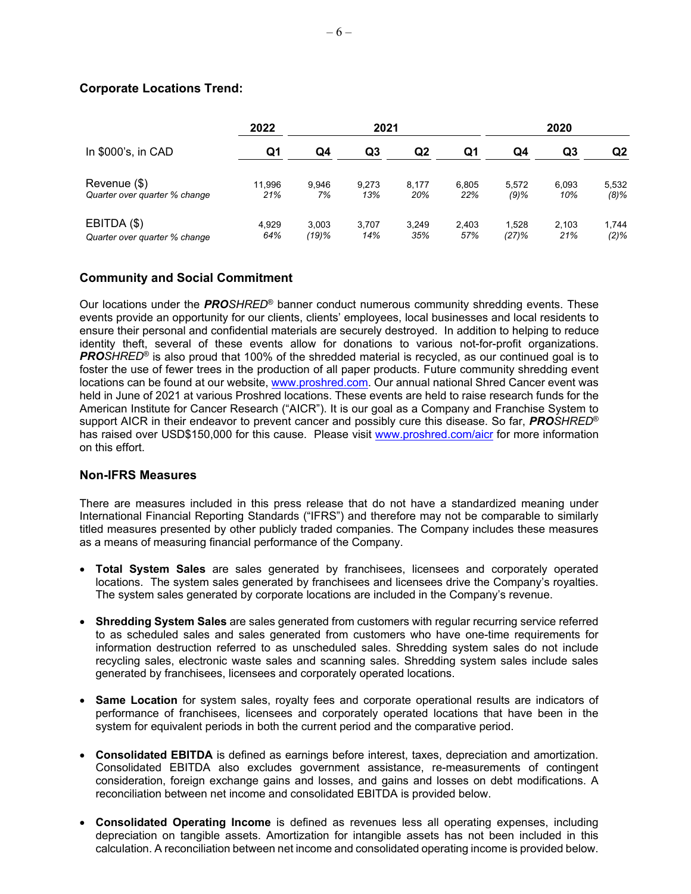## Corporate Locations Trend:

| | 2022 | 2021 | | | | 2020 | | |
|---|---|---|---|---|---|---|---|---|
| In $000's, in CAD | Q1 | Q4 | Q3 | Q2 | Q1 | Q4 | Q3 | Q2 |
| Revenue ($) | 11,996 | 9,946 | 9,273 | 8,177 | 6,805 | 5,572 | 6,093 | 5,532 |
| *Quarter over quarter % change* | *21%* | *7%* | *13%* | *20%* | *22%* | *(9)%* | *10%* | *(8)%* |
| EBITDA ($) | 4,929 | 3,003 | 3,707 | 3,249 | 2,403 | 1,528 | 2,103 | 1,744 |
| *Quarter over quarter % change* | *64%* | *(19)%* | *14%* | *35%* | *57%* | *(27)%* | *21%* | *(2)%* |

## Community and Social Commitment

Our locations under the ***PRO****SHRED*® banner conduct numerous community shredding events. These events provide an opportunity for our clients, clients' employees, local businesses and local residents to ensure their personal and confidential materials are securely destroyed. In addition to helping to reduce identity theft, several of these events allow for donations to various not-for-profit organizations. ***PRO****SHRED*® is also proud that 100% of the shredded material is recycled, as our continued goal is to foster the use of fewer trees in the production of all paper products. Future community shredding event locations can be found at our website, www.proshred.com. Our annual national Shred Cancer event was held in June of 2021 at various Proshred locations. These events are held to raise research funds for the American Institute for Cancer Research ("AICR"). It is our goal as a Company and Franchise System to support AICR in their endeavor to prevent cancer and possibly cure this disease. So far, ***PRO****SHRED*® has raised over USD$150,000 for this cause. Please visit www.proshred.com/aicr for more information on this effort.

## Non-IFRS Measures

There are measures included in this press release that do not have a standardized meaning under International Financial Reporting Standards ("IFRS") and therefore may not be comparable to similarly titled measures presented by other publicly traded companies. The Company includes these measures as a means of measuring financial performance of the Company.

- **Total System Sales** are sales generated by franchisees, licensees and corporately operated locations. The system sales generated by franchisees and licensees drive the Company's royalties. The system sales generated by corporate locations are included in the Company's revenue.
- **Shredding System Sales** are sales generated from customers with regular recurring service referred to as scheduled sales and sales generated from customers who have one-time requirements for information destruction referred to as unscheduled sales. Shredding system sales do not include recycling sales, electronic waste sales and scanning sales. Shredding system sales include sales generated by franchisees, licensees and corporately operated locations.
- **Same Location** for system sales, royalty fees and corporate operational results are indicators of performance of franchisees, licensees and corporately operated locations that have been in the system for equivalent periods in both the current period and the comparative period.
- **Consolidated EBITDA** is defined as earnings before interest, taxes, depreciation and amortization. Consolidated EBITDA also excludes government assistance, re-measurements of contingent consideration, foreign exchange gains and losses, and gains and losses on debt modifications. A reconciliation between net income and consolidated EBITDA is provided below.
- **Consolidated Operating Income** is defined as revenues less all operating expenses, including depreciation on tangible assets. Amortization for intangible assets has not been included in this calculation. A reconciliation between net income and consolidated operating income is provided below.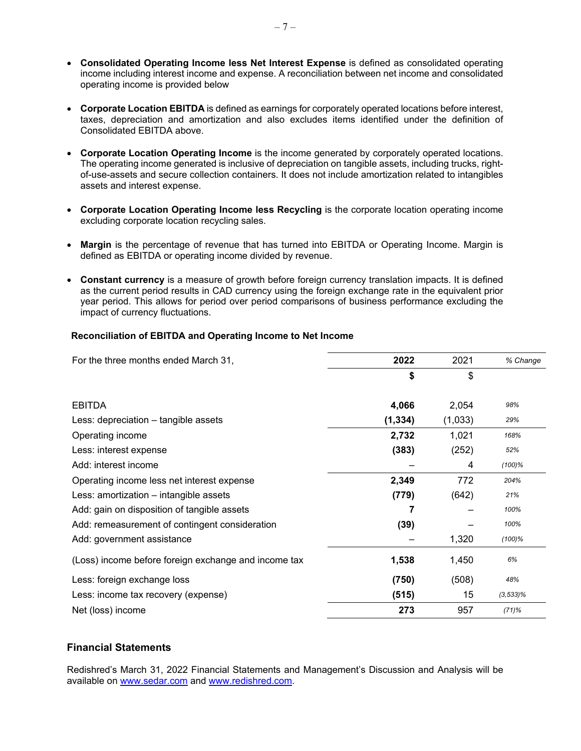- **Consolidated Operating Income less Net Interest Expense** is defined as consolidated operating income including interest income and expense. A reconciliation between net income and consolidated operating income is provided below

- **Corporate Location EBITDA** is defined as earnings for corporately operated locations before interest, taxes, depreciation and amortization and also excludes items identified under the definition of Consolidated EBITDA above.

- **Corporate Location Operating Income** is the income generated by corporately operated locations. The operating income generated is inclusive of depreciation on tangible assets, including trucks, right-of-use-assets and secure collection containers. It does not include amortization related to intangibles assets and interest expense.

- **Corporate Location Operating Income less Recycling** is the corporate location operating income excluding corporate location recycling sales.

- **Margin** is the percentage of revenue that has turned into EBITDA or Operating Income. Margin is defined as EBITDA or operating income divided by revenue.

- **Constant currency** is a measure of growth before foreign currency translation impacts. It is defined as the current period results in CAD currency using the foreign exchange rate in the equivalent prior year period. This allows for period over period comparisons of business performance excluding the impact of currency fluctuations.

**Reconciliation of EBITDA and Operating Income to Net Income**

| For the three months ended March 31, | **2022** | 2021 | *% Change* |
|---|---|---|---|
| | **$** | $ | |
| EBITDA | **4,066** | 2,054 | *98%* |
| Less: depreciation – tangible assets | **(1,334)** | (1,033) | *29%* |
| Operating income | **2,732** | 1,021 | *168%* |
| Less: interest expense | **(383)** | (252) | *52%* |
| Add: interest income | – | 4 | *(100)%* |
| Operating income less net interest expense | **2,349** | 772 | *204%* |
| Less: amortization – intangible assets | **(779)** | (642) | *21%* |
| Add: gain on disposition of tangible assets | **7** | – | *100%* |
| Add: remeasurement of contingent consideration | **(39)** | – | *100%* |
| Add: government assistance | – | 1,320 | *(100)%* |
| (Loss) income before foreign exchange and income tax | **1,538** | 1,450 | *6%* |
| Less: foreign exchange loss | **(750)** | (508) | *48%* |
| Less: income tax recovery (expense) | **(515)** | 15 | *(3,533)%* |
| Net (loss) income | **273** | 957 | *(71)%* |

## Financial Statements

Redishred's March 31, 2022 Financial Statements and Management's Discussion and Analysis will be available on www.sedar.com and www.redishred.com.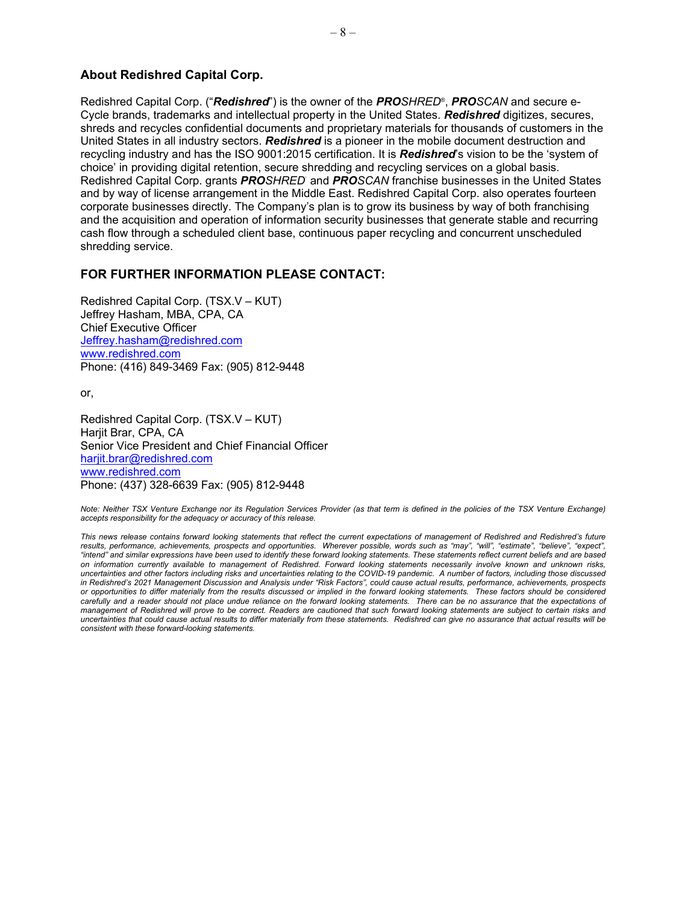## About Redishred Capital Corp.

Redishred Capital Corp. ("***Redishred***") is the owner of the ***PRO****SHRED*®, ***PRO****SCAN* and secure e-Cycle brands, trademarks and intellectual property in the United States. ***Redishred*** digitizes, secures, shreds and recycles confidential documents and proprietary materials for thousands of customers in the United States in all industry sectors. ***Redishred*** is a pioneer in the mobile document destruction and recycling industry and has the ISO 9001:2015 certification. It is ***Redishred***'s vision to be the 'system of choice' in providing digital retention, secure shredding and recycling services on a global basis. Redishred Capital Corp. grants ***PRO****SHRED* and ***PRO****SCAN* franchise businesses in the United States and by way of license arrangement in the Middle East. Redishred Capital Corp. also operates fourteen corporate businesses directly. The Company's plan is to grow its business by way of both franchising and the acquisition and operation of information security businesses that generate stable and recurring cash flow through a scheduled client base, continuous paper recycling and concurrent unscheduled shredding service.

## FOR FURTHER INFORMATION PLEASE CONTACT:

Redishred Capital Corp. (TSX.V – KUT)
Jeffrey Hasham, MBA, CPA, CA
Chief Executive Officer
Jeffrey.hasham@redishred.com
www.redishred.com
Phone: (416) 849-3469 Fax: (905) 812-9448

or,

Redishred Capital Corp. (TSX.V – KUT)
Harjit Brar, CPA, CA
Senior Vice President and Chief Financial Officer
harjit.brar@redishred.com
www.redishred.com
Phone: (437) 328-6639 Fax: (905) 812-9448

*Note: Neither TSX Venture Exchange nor its Regulation Services Provider (as that term is defined in the policies of the TSX Venture Exchange) accepts responsibility for the adequacy or accuracy of this release.*

*This news release contains forward looking statements that reflect the current expectations of management of Redishred and Redishred's future results, performance, achievements, prospects and opportunities. Wherever possible, words such as "may", "will", "estimate", "believe", "expect", "intend" and similar expressions have been used to identify these forward looking statements. These statements reflect current beliefs and are based on information currently available to management of Redishred. Forward looking statements necessarily involve known and unknown risks, uncertainties and other factors including risks and uncertainties relating to the COVID-19 pandemic. A number of factors, including those discussed in Redishred's 2021 Management Discussion and Analysis under "Risk Factors", could cause actual results, performance, achievements, prospects or opportunities to differ materially from the results discussed or implied in the forward looking statements. These factors should be considered carefully and a reader should not place undue reliance on the forward looking statements. There can be no assurance that the expectations of management of Redishred will prove to be correct. Readers are cautioned that such forward looking statements are subject to certain risks and uncertainties that could cause actual results to differ materially from these statements. Redishred can give no assurance that actual results will be consistent with these forward-looking statements.*